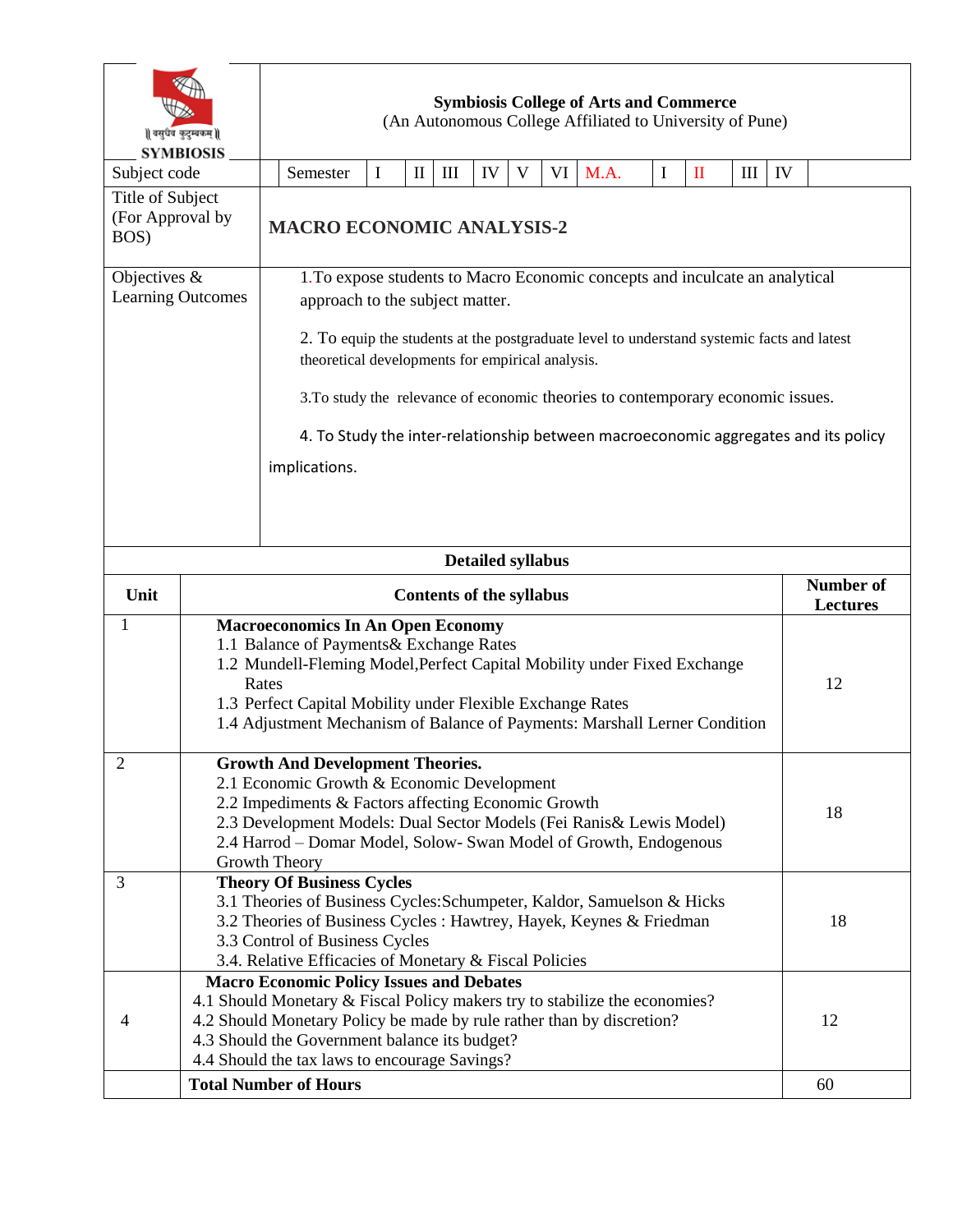**Symbiosis College of Arts and Commerce**
(An Autonomous College Affiliated to University of Pune)

॥ वसुधैव कुटुम्बकम् ॥
SYMBIOSIS

| Subject code | Semester | I | II | III | IV | V | VI | M.A. | I | II | III | IV |
|---|---|---|---|---|---|---|---|---|---|---|---|---|

| | |
|---|---|
| Title of Subject (For Approval by BOS) | **MACRO ECONOMIC ANALYSIS-2** |
| Objectives & Learning Outcomes | 1.To expose students to Macro Economic concepts and inculcate an analytical approach to the subject matter.<br><br>2. To equip the students at the postgraduate level to understand systemic facts and latest theoretical developments for empirical analysis.<br><br>3.To study the relevance of economic theories to contemporary economic issues.<br><br>4. To Study the inter-relationship between macroeconomic aggregates and its policy implications. |

**Detailed syllabus**

| Unit | Contents of the syllabus | Number of Lectures |
|---|---|---|
| 1 | **Macroeconomics In An Open Economy**<br>1.1 Balance of Payments& Exchange Rates<br>1.2 Mundell-Fleming Model,Perfect Capital Mobility under Fixed Exchange Rates<br>1.3 Perfect Capital Mobility under Flexible Exchange Rates<br>1.4 Adjustment Mechanism of Balance of Payments: Marshall Lerner Condition | 12 |
| 2 | **Growth And Development Theories.**<br>2.1 Economic Growth & Economic Development<br>2.2 Impediments & Factors affecting Economic Growth<br>2.3 Development Models: Dual Sector Models (Fei Ranis& Lewis Model)<br>2.4 Harrod – Domar Model, Solow- Swan Model of Growth, Endogenous Growth Theory | 18 |
| 3 | **Theory Of Business Cycles**<br>3.1 Theories of Business Cycles:Schumpeter, Kaldor, Samuelson & Hicks<br>3.2 Theories of Business Cycles : Hawtrey, Hayek, Keynes & Friedman<br>3.3 Control of Business Cycles<br>3.4. Relative Efficacies of Monetary & Fiscal Policies | 18 |
| 4 | **Macro Economic Policy Issues and Debates**<br>4.1 Should Monetary & Fiscal Policy makers try to stabilize the economies?<br>4.2 Should Monetary Policy be made by rule rather than by discretion?<br>4.3 Should the Government balance its budget?<br>4.4 Should the tax laws to encourage Savings? | 12 |
| | **Total Number of Hours** | 60 |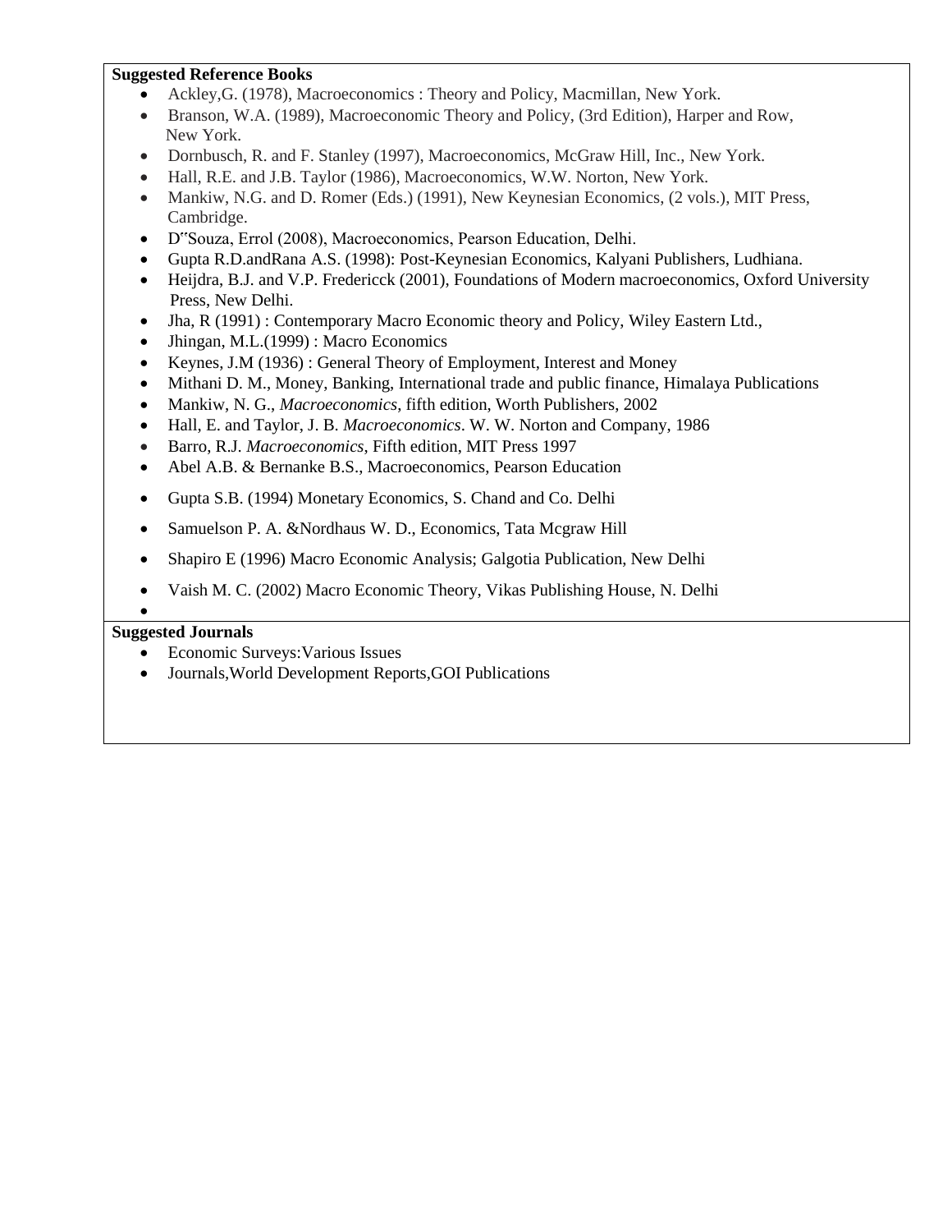**Suggested Reference Books**

- Ackley,G. (1978), Macroeconomics : Theory and Policy, Macmillan, New York.
- Branson, W.A. (1989), Macroeconomic Theory and Policy, (3rd Edition), Harper and Row, New York.
- Dornbusch, R. and F. Stanley (1997), Macroeconomics, McGraw Hill, Inc., New York.
- Hall, R.E. and J.B. Taylor (1986), Macroeconomics, W.W. Norton, New York.
- Mankiw, N.G. and D. Romer (Eds.) (1991), New Keynesian Economics, (2 vols.), MIT Press, Cambridge.
- D"Souza, Errol (2008), Macroeconomics, Pearson Education, Delhi.
- Gupta R.D.andRana A.S. (1998): Post-Keynesian Economics, Kalyani Publishers, Ludhiana.
- Heijdra, B.J. and V.P. Fredericck (2001), Foundations of Modern macroeconomics, Oxford University Press, New Delhi.
- Jha, R (1991) : Contemporary Macro Economic theory and Policy, Wiley Eastern Ltd.,
- Jhingan, M.L.(1999) : Macro Economics
- Keynes, J.M (1936) : General Theory of Employment, Interest and Money
- Mithani D. M., Money, Banking, International trade and public finance, Himalaya Publications
- Mankiw, N. G., *Macroeconomics*, fifth edition, Worth Publishers, 2002
- Hall, E. and Taylor, J. B. *Macroeconomics*. W. W. Norton and Company, 1986
- Barro, R.J. *Macroeconomics*, Fifth edition, MIT Press 1997
- Abel A.B. & Bernanke B.S., Macroeconomics, Pearson Education
- Gupta S.B. (1994) Monetary Economics, S. Chand and Co. Delhi
- Samuelson P. A. &Nordhaus W. D., Economics, Tata Mcgraw Hill
- Shapiro E (1996) Macro Economic Analysis; Galgotia Publication, New Delhi
- Vaish M. C. (2002) Macro Economic Theory, Vikas Publishing House, N. Delhi

**Suggested Journals**

- Economic Surveys:Various Issues
- Journals,World Development Reports,GOI Publications